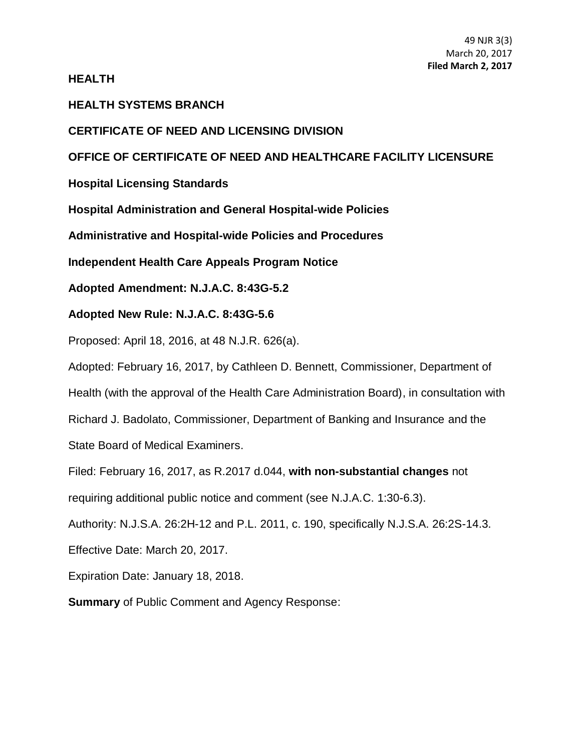49 NJR 3(3)
March 20, 2017
**Filed March 2, 2017**

**HEALTH**

**HEALTH SYSTEMS BRANCH**

**CERTIFICATE OF NEED AND LICENSING DIVISION**

**OFFICE OF CERTIFICATE OF NEED AND HEALTHCARE FACILITY LICENSURE**

**Hospital Licensing Standards**

**Hospital Administration and General Hospital-wide Policies**

**Administrative and Hospital-wide Policies and Procedures**

**Independent Health Care Appeals Program Notice**

**Adopted Amendment: N.J.A.C. 8:43G-5.2**

**Adopted New Rule: N.J.A.C. 8:43G-5.6**

Proposed: April 18, 2016, at 48 N.J.R. 626(a).

Adopted: February 16, 2017, by Cathleen D. Bennett, Commissioner, Department of Health (with the approval of the Health Care Administration Board), in consultation with Richard J. Badolato, Commissioner, Department of Banking and Insurance and the State Board of Medical Examiners.

Filed: February 16, 2017, as R.2017 d.044, **with non-substantial changes** not requiring additional public notice and comment (see N.J.A.C. 1:30-6.3).

Authority: N.J.S.A. 26:2H-12 and P.L. 2011, c. 190, specifically N.J.S.A. 26:2S-14.3.

Effective Date: March 20, 2017.

Expiration Date: January 18, 2018.

**Summary** of Public Comment and Agency Response: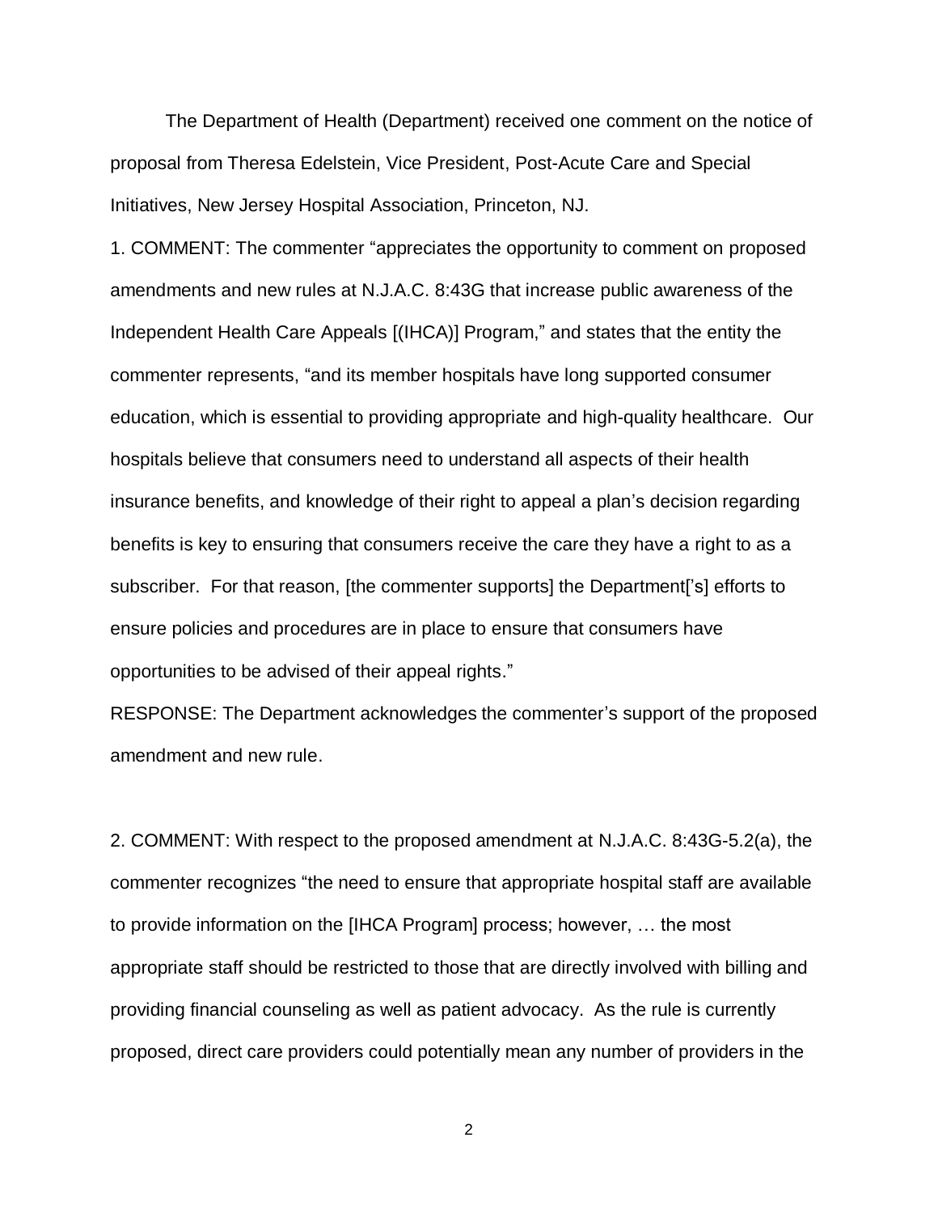The Department of Health (Department) received one comment on the notice of proposal from Theresa Edelstein, Vice President, Post-Acute Care and Special Initiatives, New Jersey Hospital Association, Princeton, NJ.

1. COMMENT: The commenter "appreciates the opportunity to comment on proposed amendments and new rules at N.J.A.C. 8:43G that increase public awareness of the Independent Health Care Appeals [(IHCA)] Program," and states that the entity the commenter represents, "and its member hospitals have long supported consumer education, which is essential to providing appropriate and high-quality healthcare. Our hospitals believe that consumers need to understand all aspects of their health insurance benefits, and knowledge of their right to appeal a plan's decision regarding benefits is key to ensuring that consumers receive the care they have a right to as a subscriber. For that reason, [the commenter supports] the Department['s] efforts to ensure policies and procedures are in place to ensure that consumers have opportunities to be advised of their appeal rights."

RESPONSE: The Department acknowledges the commenter's support of the proposed amendment and new rule.

2. COMMENT: With respect to the proposed amendment at N.J.A.C. 8:43G-5.2(a), the commenter recognizes "the need to ensure that appropriate hospital staff are available to provide information on the [IHCA Program] process; however, … the most appropriate staff should be restricted to those that are directly involved with billing and providing financial counseling as well as patient advocacy. As the rule is currently proposed, direct care providers could potentially mean any number of providers in the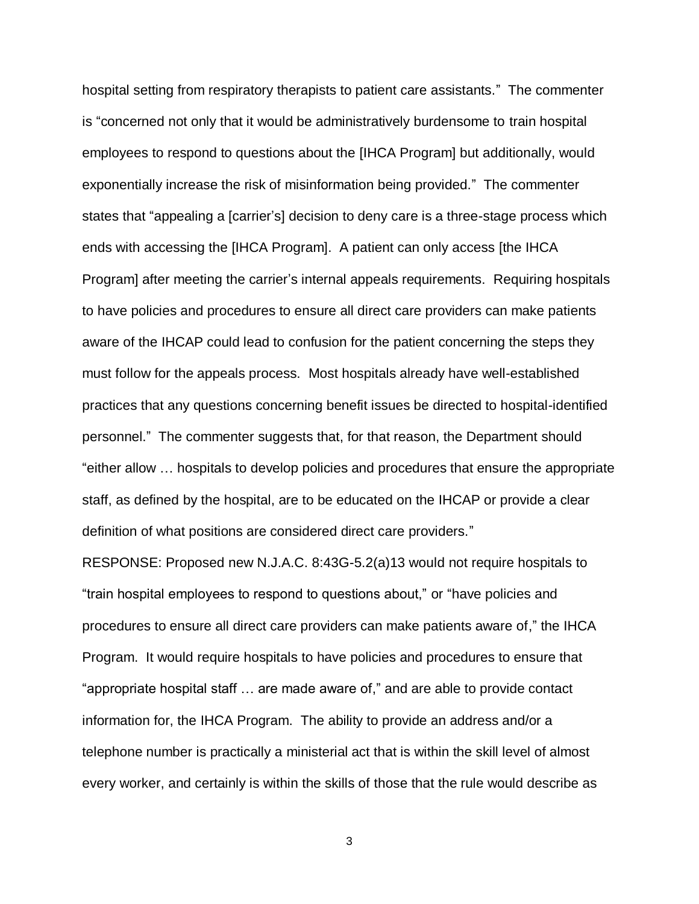hospital setting from respiratory therapists to patient care assistants." The commenter is "concerned not only that it would be administratively burdensome to train hospital employees to respond to questions about the [IHCA Program] but additionally, would exponentially increase the risk of misinformation being provided." The commenter states that "appealing a [carrier's] decision to deny care is a three-stage process which ends with accessing the [IHCA Program]. A patient can only access [the IHCA Program] after meeting the carrier's internal appeals requirements. Requiring hospitals to have policies and procedures to ensure all direct care providers can make patients aware of the IHCAP could lead to confusion for the patient concerning the steps they must follow for the appeals process. Most hospitals already have well-established practices that any questions concerning benefit issues be directed to hospital-identified personnel." The commenter suggests that, for that reason, the Department should "either allow … hospitals to develop policies and procedures that ensure the appropriate staff, as defined by the hospital, are to be educated on the IHCAP or provide a clear definition of what positions are considered direct care providers."

RESPONSE: Proposed new N.J.A.C. 8:43G-5.2(a)13 would not require hospitals to "train hospital employees to respond to questions about," or "have policies and procedures to ensure all direct care providers can make patients aware of," the IHCA Program. It would require hospitals to have policies and procedures to ensure that "appropriate hospital staff … are made aware of," and are able to provide contact information for, the IHCA Program. The ability to provide an address and/or a telephone number is practically a ministerial act that is within the skill level of almost every worker, and certainly is within the skills of those that the rule would describe as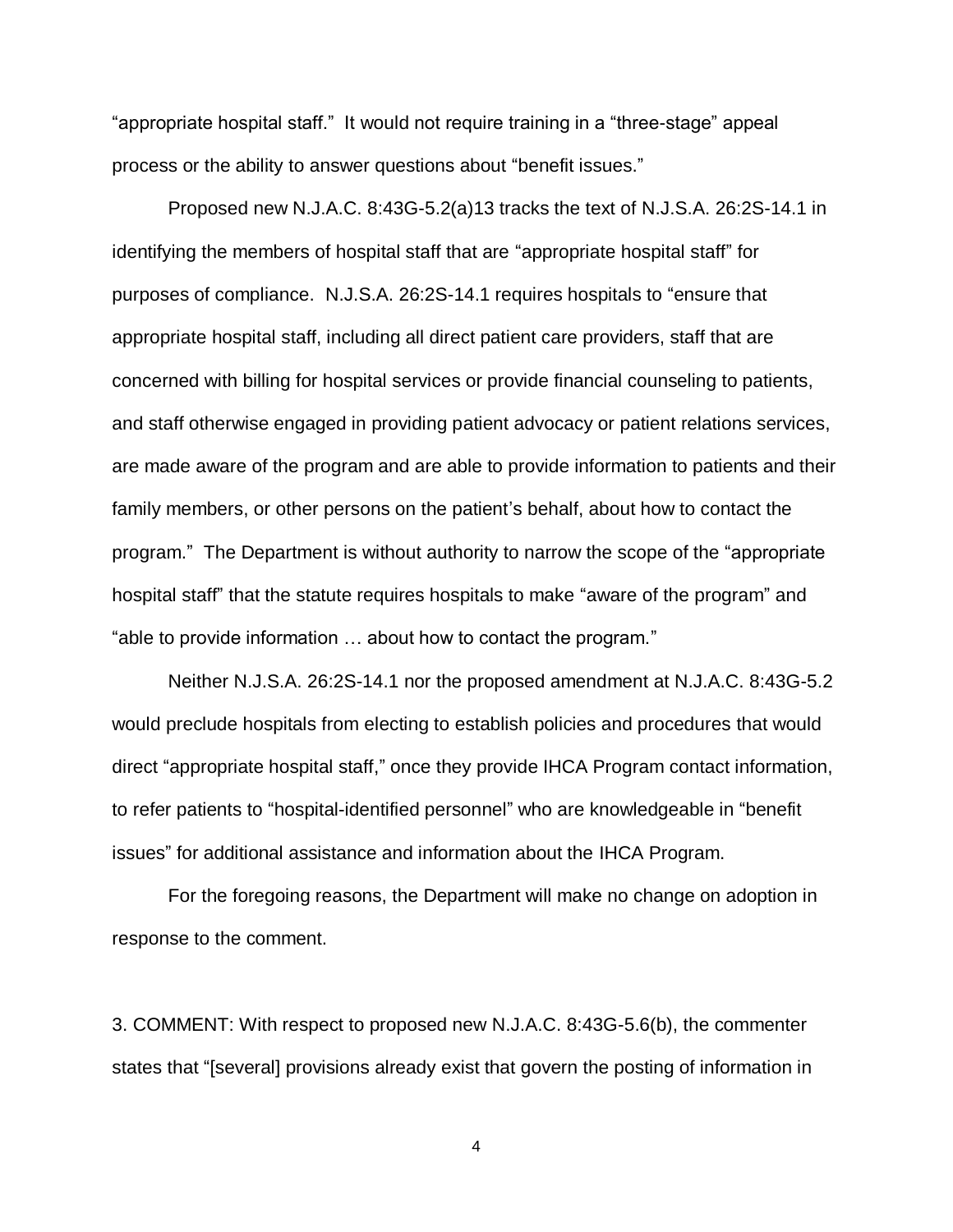"appropriate hospital staff." It would not require training in a "three-stage" appeal process or the ability to answer questions about "benefit issues."

Proposed new N.J.A.C. 8:43G-5.2(a)13 tracks the text of N.J.S.A. 26:2S-14.1 in identifying the members of hospital staff that are "appropriate hospital staff" for purposes of compliance. N.J.S.A. 26:2S-14.1 requires hospitals to "ensure that appropriate hospital staff, including all direct patient care providers, staff that are concerned with billing for hospital services or provide financial counseling to patients, and staff otherwise engaged in providing patient advocacy or patient relations services, are made aware of the program and are able to provide information to patients and their family members, or other persons on the patient's behalf, about how to contact the program." The Department is without authority to narrow the scope of the "appropriate hospital staff" that the statute requires hospitals to make "aware of the program" and "able to provide information … about how to contact the program."

Neither N.J.S.A. 26:2S-14.1 nor the proposed amendment at N.J.A.C. 8:43G-5.2 would preclude hospitals from electing to establish policies and procedures that would direct "appropriate hospital staff," once they provide IHCA Program contact information, to refer patients to "hospital-identified personnel" who are knowledgeable in "benefit issues" for additional assistance and information about the IHCA Program.

For the foregoing reasons, the Department will make no change on adoption in response to the comment.

3. COMMENT: With respect to proposed new N.J.A.C. 8:43G-5.6(b), the commenter states that "[several] provisions already exist that govern the posting of information in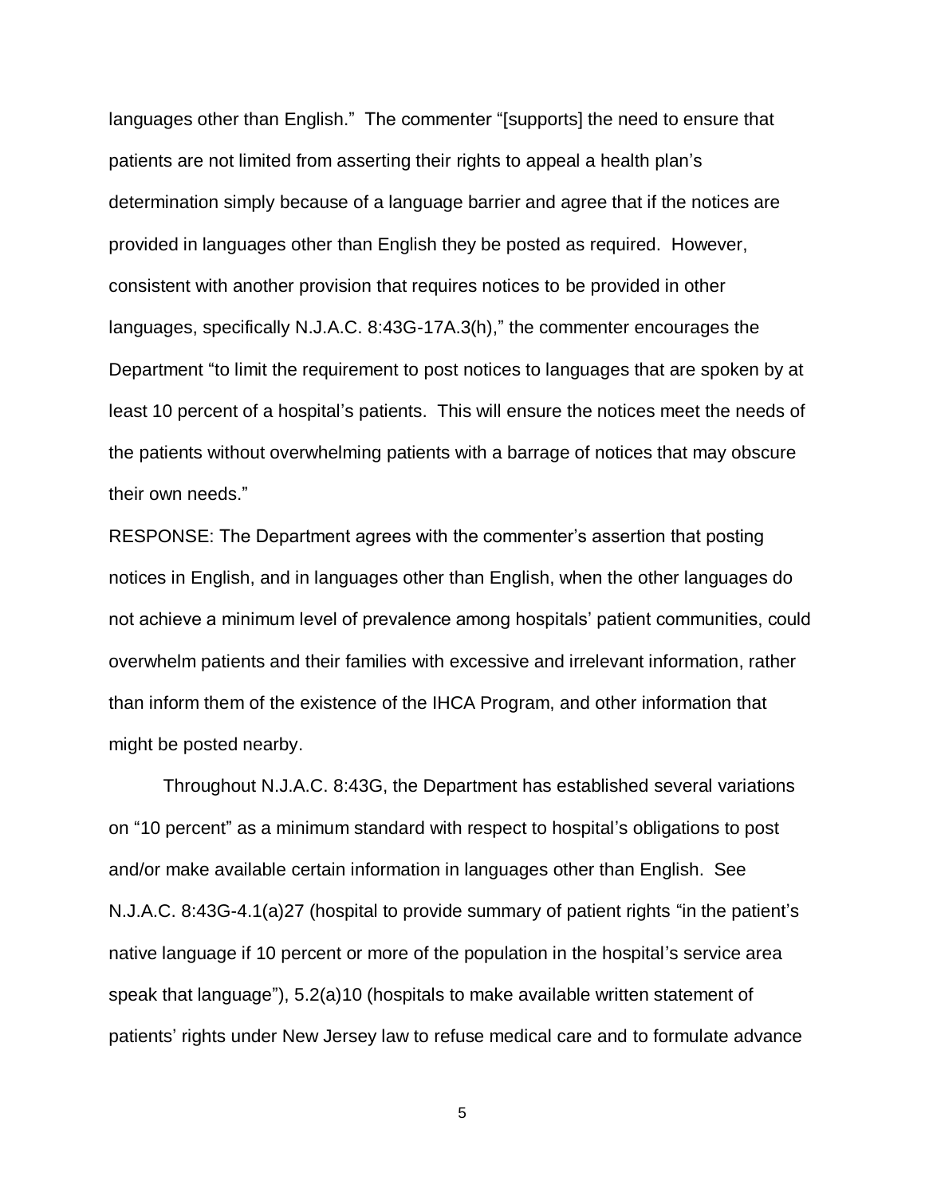languages other than English." The commenter "[supports] the need to ensure that patients are not limited from asserting their rights to appeal a health plan's determination simply because of a language barrier and agree that if the notices are provided in languages other than English they be posted as required. However, consistent with another provision that requires notices to be provided in other languages, specifically N.J.A.C. 8:43G-17A.3(h)," the commenter encourages the Department "to limit the requirement to post notices to languages that are spoken by at least 10 percent of a hospital's patients. This will ensure the notices meet the needs of the patients without overwhelming patients with a barrage of notices that may obscure their own needs."

RESPONSE: The Department agrees with the commenter's assertion that posting notices in English, and in languages other than English, when the other languages do not achieve a minimum level of prevalence among hospitals' patient communities, could overwhelm patients and their families with excessive and irrelevant information, rather than inform them of the existence of the IHCA Program, and other information that might be posted nearby.

Throughout N.J.A.C. 8:43G, the Department has established several variations on "10 percent" as a minimum standard with respect to hospital's obligations to post and/or make available certain information in languages other than English. See N.J.A.C. 8:43G-4.1(a)27 (hospital to provide summary of patient rights "in the patient's native language if 10 percent or more of the population in the hospital's service area speak that language"), 5.2(a)10 (hospitals to make available written statement of patients' rights under New Jersey law to refuse medical care and to formulate advance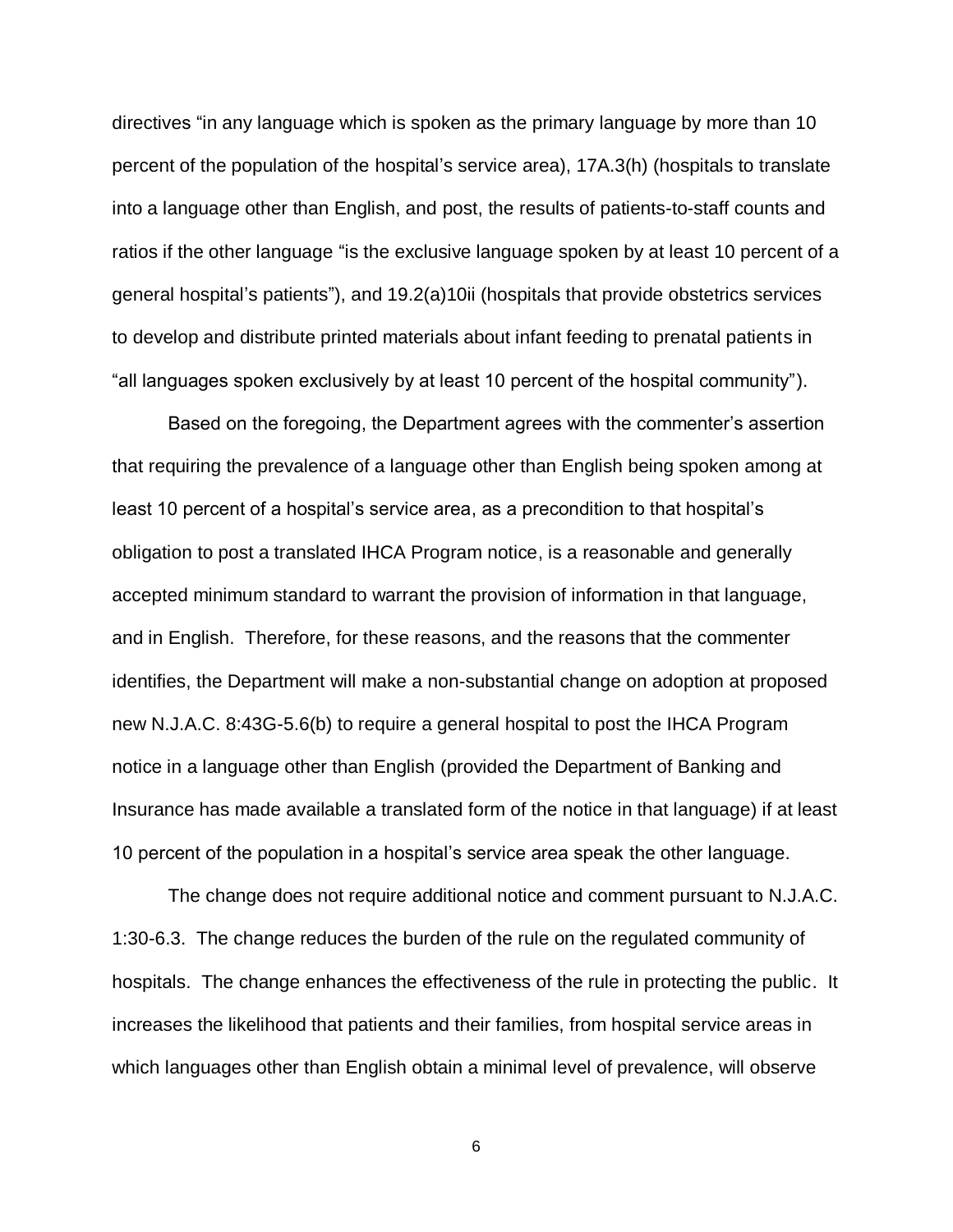directives "in any language which is spoken as the primary language by more than 10 percent of the population of the hospital's service area), 17A.3(h) (hospitals to translate into a language other than English, and post, the results of patients-to-staff counts and ratios if the other language "is the exclusive language spoken by at least 10 percent of a general hospital's patients"), and 19.2(a)10ii (hospitals that provide obstetrics services to develop and distribute printed materials about infant feeding to prenatal patients in "all languages spoken exclusively by at least 10 percent of the hospital community").

Based on the foregoing, the Department agrees with the commenter's assertion that requiring the prevalence of a language other than English being spoken among at least 10 percent of a hospital's service area, as a precondition to that hospital's obligation to post a translated IHCA Program notice, is a reasonable and generally accepted minimum standard to warrant the provision of information in that language, and in English. Therefore, for these reasons, and the reasons that the commenter identifies, the Department will make a non-substantial change on adoption at proposed new N.J.A.C. 8:43G-5.6(b) to require a general hospital to post the IHCA Program notice in a language other than English (provided the Department of Banking and Insurance has made available a translated form of the notice in that language) if at least 10 percent of the population in a hospital's service area speak the other language.

The change does not require additional notice and comment pursuant to N.J.A.C. 1:30-6.3. The change reduces the burden of the rule on the regulated community of hospitals. The change enhances the effectiveness of the rule in protecting the public. It increases the likelihood that patients and their families, from hospital service areas in which languages other than English obtain a minimal level of prevalence, will observe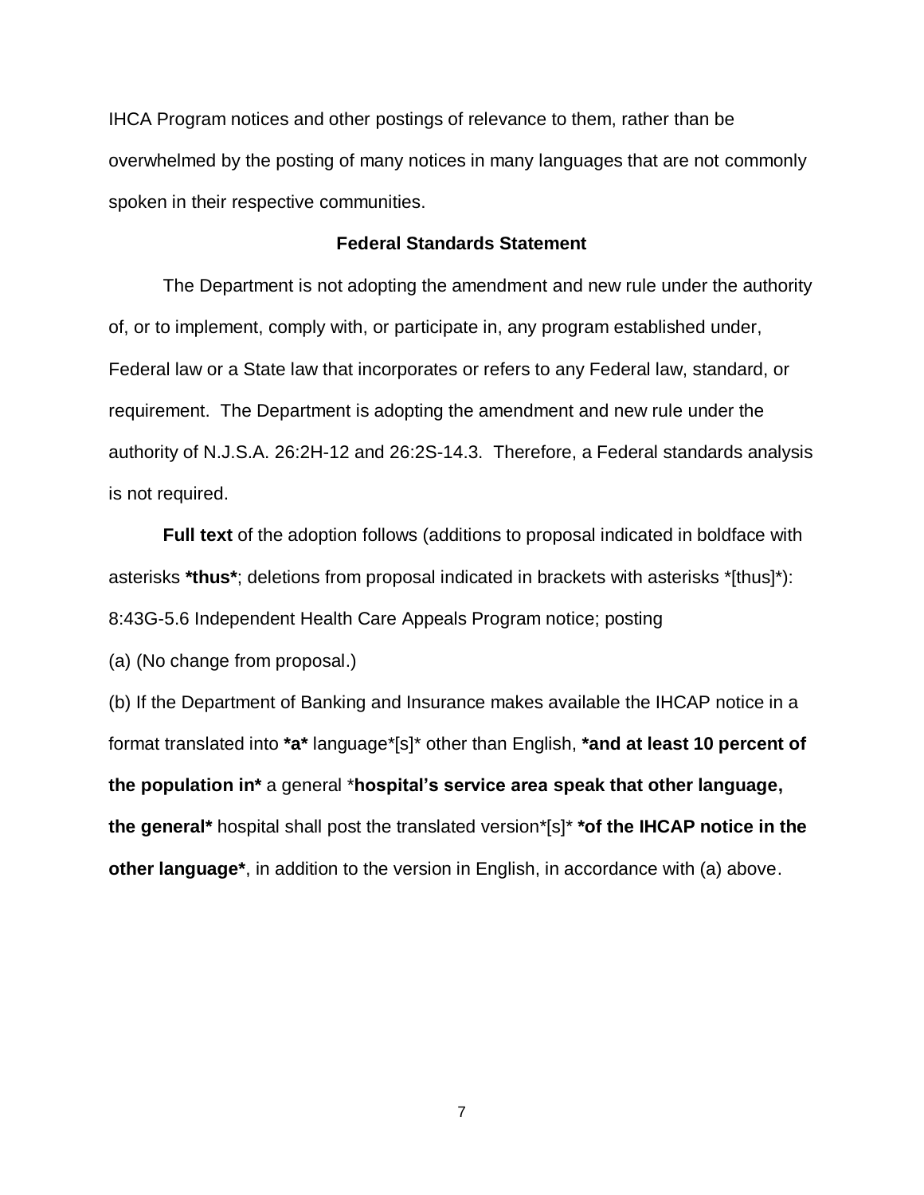IHCA Program notices and other postings of relevance to them, rather than be overwhelmed by the posting of many notices in many languages that are not commonly spoken in their respective communities.

**Federal Standards Statement**

The Department is not adopting the amendment and new rule under the authority of, or to implement, comply with, or participate in, any program established under, Federal law or a State law that incorporates or refers to any Federal law, standard, or requirement. The Department is adopting the amendment and new rule under the authority of N.J.S.A. 26:2H-12 and 26:2S-14.3. Therefore, a Federal standards analysis is not required.

**Full text** of the adoption follows (additions to proposal indicated in boldface with asterisks ***thus***; deletions from proposal indicated in brackets with asterisks *[thus]*):

8:43G-5.6 Independent Health Care Appeals Program notice; posting

(a) (No change from proposal.)

(b) If the Department of Banking and Insurance makes available the IHCAP notice in a format translated into ***a*** language*[s]* other than English, ***and at least 10 percent of the population in*** a general ***hospital's service area speak that other language, the general*** hospital shall post the translated version*[s]* ***of the IHCAP notice in the other language***, in addition to the version in English, in accordance with (a) above.